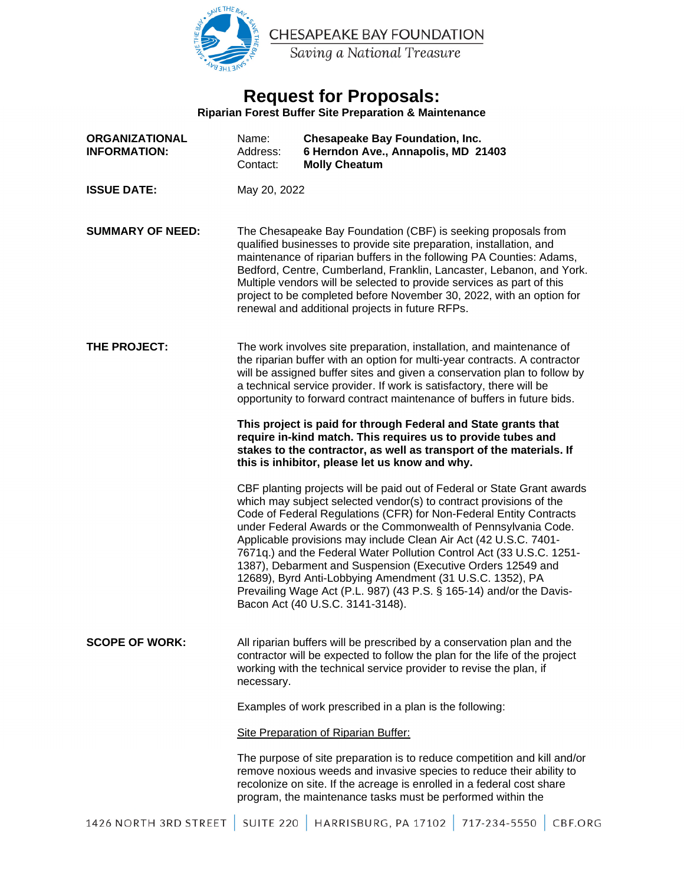CHESAPEAKE BAY FOUNDATION

*Saving a National Treasure*

# Request for Proposals:

**Riparian Forest Buffer Site Preparation & Maintenance**

**ORGANIZATIONAL INFORMATION:**

Name: **Chesapeake Bay Foundation, Inc.**
Address: **6 Herndon Ave., Annapolis, MD 21403**
Contact: **Molly Cheatum**

**ISSUE DATE:** May 20, 2022

**SUMMARY OF NEED:** The Chesapeake Bay Foundation (CBF) is seeking proposals from qualified businesses to provide site preparation, installation, and maintenance of riparian buffers in the following PA Counties: Adams, Bedford, Centre, Cumberland, Franklin, Lancaster, Lebanon, and York. Multiple vendors will be selected to provide services as part of this project to be completed before November 30, 2022, with an option for renewal and additional projects in future RFPs.

**THE PROJECT:** The work involves site preparation, installation, and maintenance of the riparian buffer with an option for multi-year contracts. A contractor will be assigned buffer sites and given a conservation plan to follow by a technical service provider. If work is satisfactory, there will be opportunity to forward contract maintenance of buffers in future bids.

**This project is paid for through Federal and State grants that require in-kind match. This requires us to provide tubes and stakes to the contractor, as well as transport of the materials. If this is inhibitor, please let us know and why.**

CBF planting projects will be paid out of Federal or State Grant awards which may subject selected vendor(s) to contract provisions of the Code of Federal Regulations (CFR) for Non-Federal Entity Contracts under Federal Awards or the Commonwealth of Pennsylvania Code. Applicable provisions may include Clean Air Act (42 U.S.C. 7401-7671q.) and the Federal Water Pollution Control Act (33 U.S.C. 1251-1387), Debarment and Suspension (Executive Orders 12549 and 12689), Byrd Anti-Lobbying Amendment (31 U.S.C. 1352), PA Prevailing Wage Act (P.L. 987) (43 P.S. § 165-14) and/or the Davis-Bacon Act (40 U.S.C. 3141-3148).

**SCOPE OF WORK:** All riparian buffers will be prescribed by a conservation plan and the contractor will be expected to follow the plan for the life of the project working with the technical service provider to revise the plan, if necessary.

Examples of work prescribed in a plan is the following:

Site Preparation of Riparian Buffer:

The purpose of site preparation is to reduce competition and kill and/or remove noxious weeds and invasive species to reduce their ability to recolonize on site. If the acreage is enrolled in a federal cost share program, the maintenance tasks must be performed within the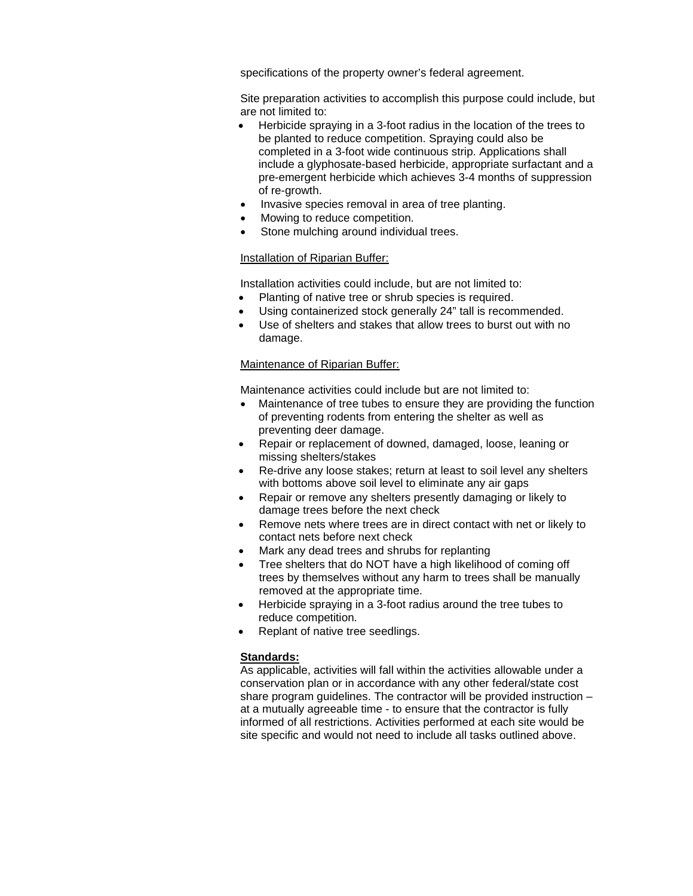specifications of the property owner's federal agreement.

Site preparation activities to accomplish this purpose could include, but are not limited to:

- Herbicide spraying in a 3-foot radius in the location of the trees to be planted to reduce competition. Spraying could also be completed in a 3-foot wide continuous strip. Applications shall include a glyphosate-based herbicide, appropriate surfactant and a pre-emergent herbicide which achieves 3-4 months of suppression of re-growth.
- Invasive species removal in area of tree planting.
- Mowing to reduce competition.
- Stone mulching around individual trees.

<u>Installation of Riparian Buffer:</u>

Installation activities could include, but are not limited to:

- Planting of native tree or shrub species is required.
- Using containerized stock generally 24" tall is recommended.
- Use of shelters and stakes that allow trees to burst out with no damage.

<u>Maintenance of Riparian Buffer:</u>

Maintenance activities could include but are not limited to:

- Maintenance of tree tubes to ensure they are providing the function of preventing rodents from entering the shelter as well as preventing deer damage.
- Repair or replacement of downed, damaged, loose, leaning or missing shelters/stakes
- Re-drive any loose stakes; return at least to soil level any shelters with bottoms above soil level to eliminate any air gaps
- Repair or remove any shelters presently damaging or likely to damage trees before the next check
- Remove nets where trees are in direct contact with net or likely to contact nets before next check
- Mark any dead trees and shrubs for replanting
- Tree shelters that do NOT have a high likelihood of coming off trees by themselves without any harm to trees shall be manually removed at the appropriate time.
- Herbicide spraying in a 3-foot radius around the tree tubes to reduce competition.
- Replant of native tree seedlings.

**<u>Standards:</u>**
As applicable, activities will fall within the activities allowable under a conservation plan or in accordance with any other federal/state cost share program guidelines. The contractor will be provided instruction – at a mutually agreeable time - to ensure that the contractor is fully informed of all restrictions. Activities performed at each site would be site specific and would not need to include all tasks outlined above.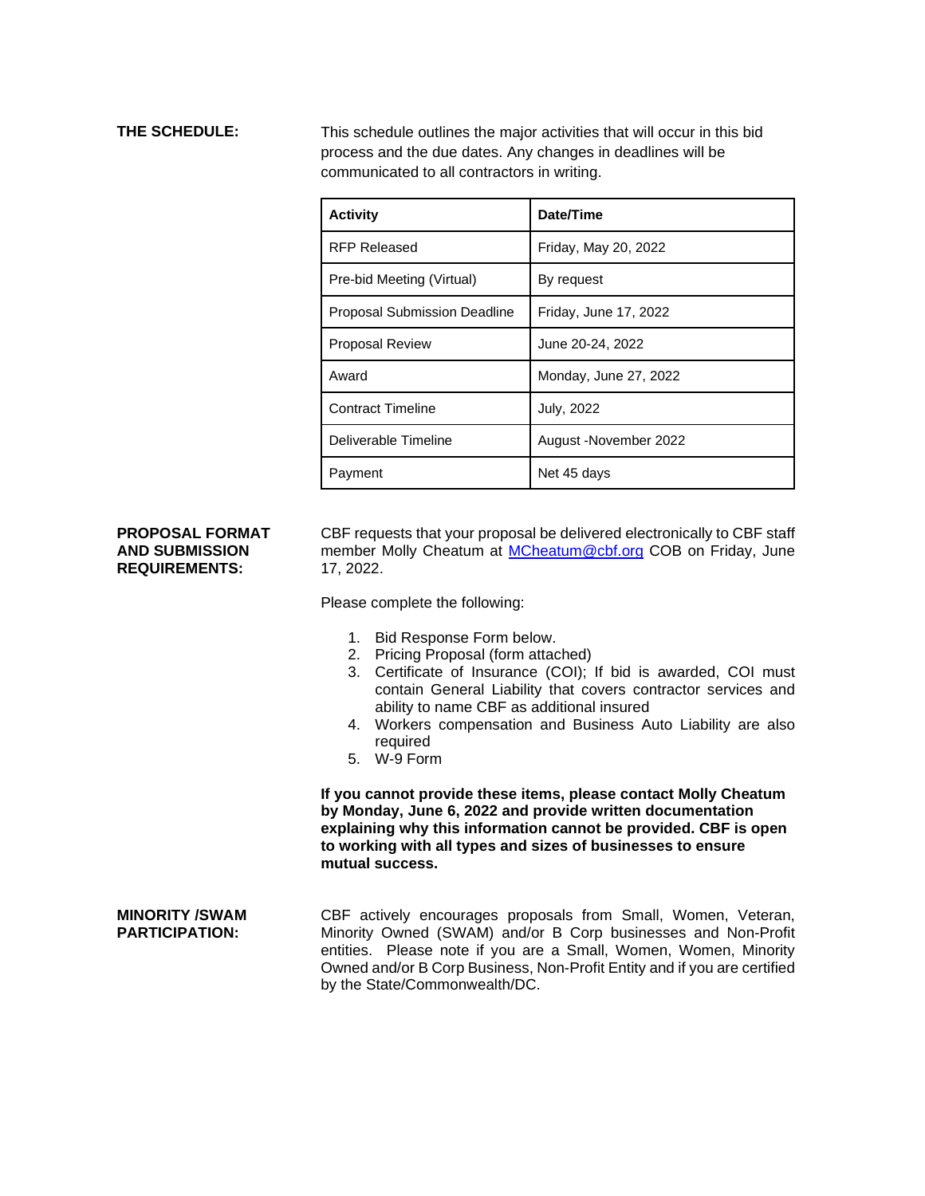**THE SCHEDULE:**

This schedule outlines the major activities that will occur in this bid process and the due dates. Any changes in deadlines will be communicated to all contractors in writing.

| Activity | Date/Time |
|---|---|
| RFP Released | Friday, May 20, 2022 |
| Pre-bid Meeting (Virtual) | By request |
| Proposal Submission Deadline | Friday, June 17, 2022 |
| Proposal Review | June 20-24, 2022 |
| Award | Monday, June 27, 2022 |
| Contract Timeline | July, 2022 |
| Deliverable Timeline | August -November 2022 |
| Payment | Net 45 days |

**PROPOSAL FORMAT AND SUBMISSION REQUIREMENTS:**

CBF requests that your proposal be delivered electronically to CBF staff member Molly Cheatum at [MCheatum@cbf.org](mailto:MCheatum@cbf.org) COB on Friday, June 17, 2022.

Please complete the following:

1. Bid Response Form below.
2. Pricing Proposal (form attached)
3. Certificate of Insurance (COI); If bid is awarded, COI must contain General Liability that covers contractor services and ability to name CBF as additional insured
4. Workers compensation and Business Auto Liability are also required
5. W-9 Form

**If you cannot provide these items, please contact Molly Cheatum by Monday, June 6, 2022 and provide written documentation explaining why this information cannot be provided. CBF is open to working with all types and sizes of businesses to ensure mutual success.**

**MINORITY /SWAM PARTICIPATION:**

CBF actively encourages proposals from Small, Women, Veteran, Minority Owned (SWAM) and/or B Corp businesses and Non-Profit entities. Please note if you are a Small, Women, Women, Minority Owned and/or B Corp Business, Non-Profit Entity and if you are certified by the State/Commonwealth/DC.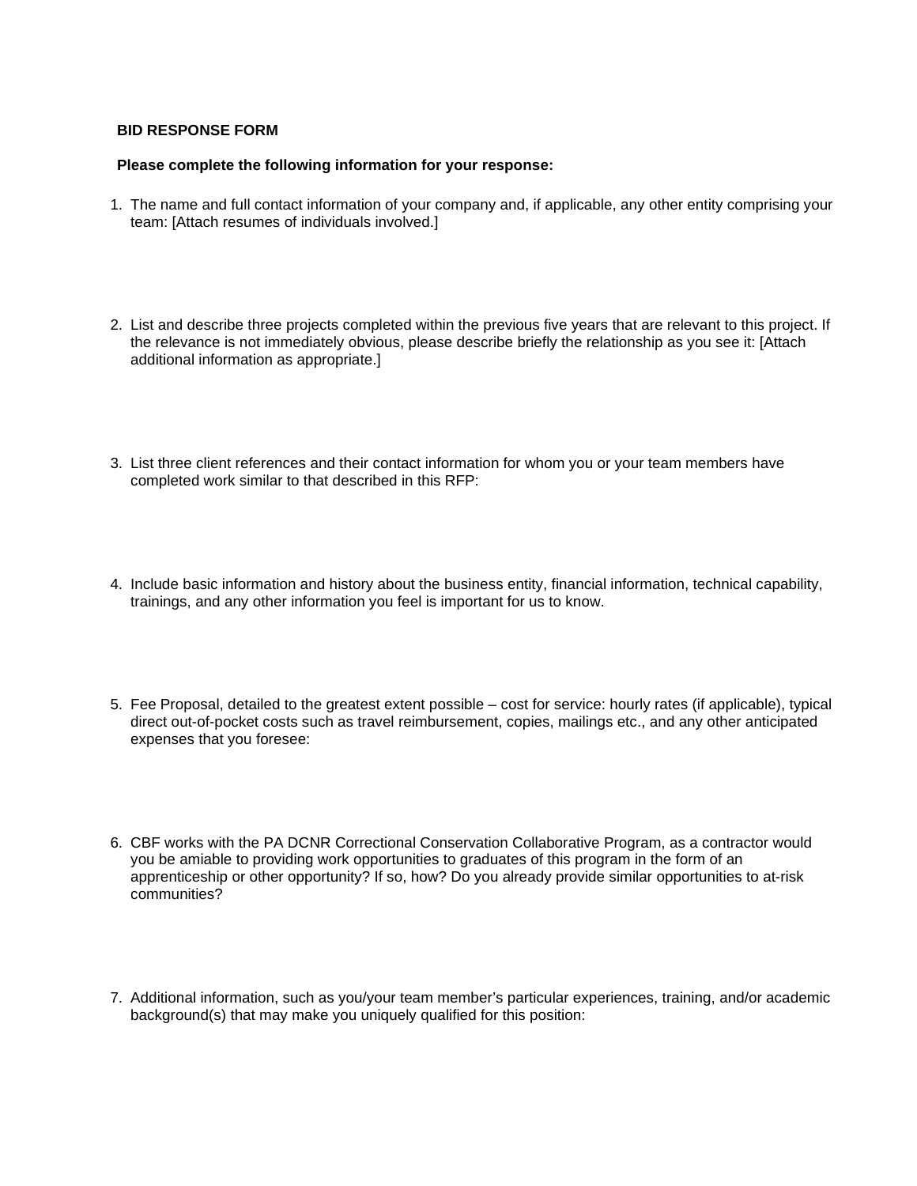**BID RESPONSE FORM**

**Please complete the following information for your response:**

1. The name and full contact information of your company and, if applicable, any other entity comprising your team: [Attach resumes of individuals involved.]

2. List and describe three projects completed within the previous five years that are relevant to this project. If the relevance is not immediately obvious, please describe briefly the relationship as you see it: [Attach additional information as appropriate.]

3. List three client references and their contact information for whom you or your team members have completed work similar to that described in this RFP:

4. Include basic information and history about the business entity, financial information, technical capability, trainings, and any other information you feel is important for us to know.

5. Fee Proposal, detailed to the greatest extent possible – cost for service: hourly rates (if applicable), typical direct out-of-pocket costs such as travel reimbursement, copies, mailings etc., and any other anticipated expenses that you foresee:

6. CBF works with the PA DCNR Correctional Conservation Collaborative Program, as a contractor would you be amiable to providing work opportunities to graduates of this program in the form of an apprenticeship or other opportunity? If so, how? Do you already provide similar opportunities to at-risk communities?

7. Additional information, such as you/your team member's particular experiences, training, and/or academic background(s) that may make you uniquely qualified for this position: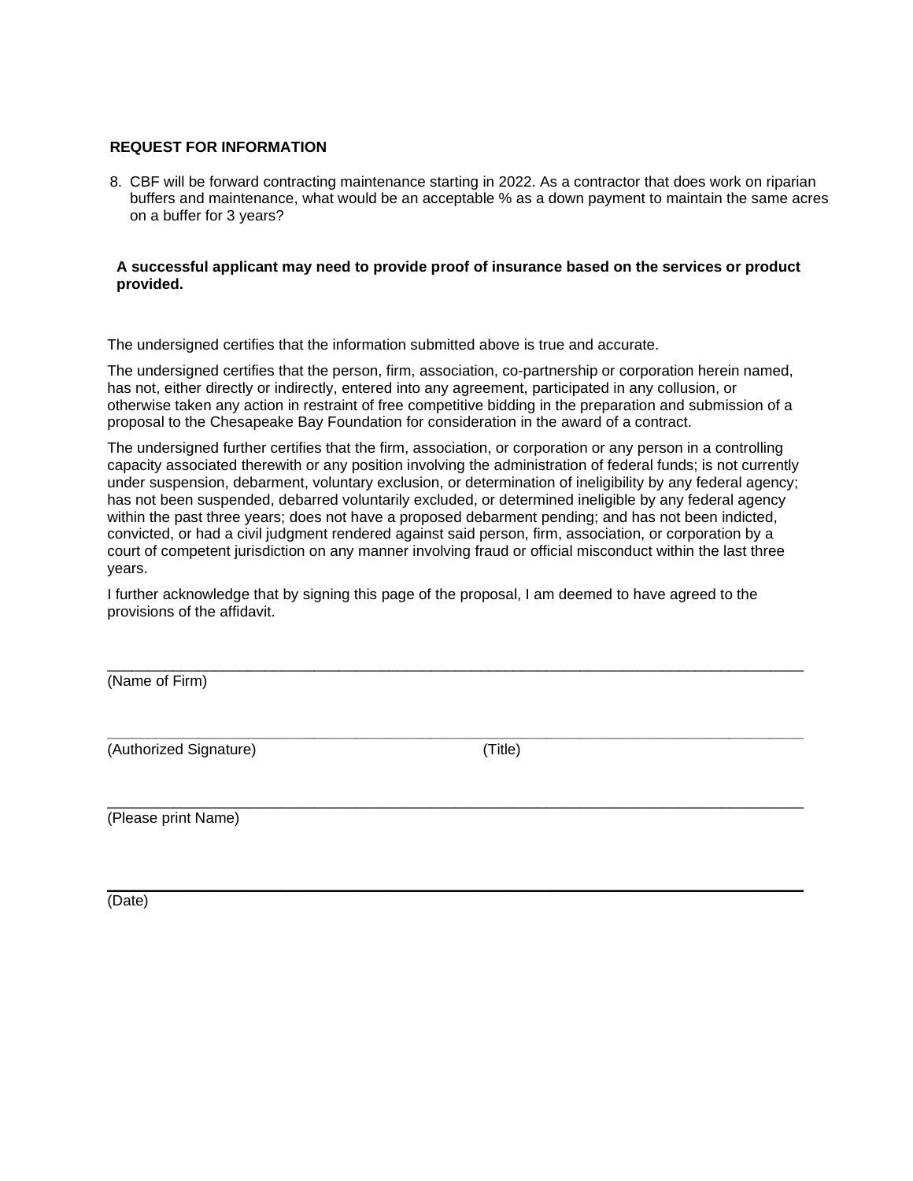**REQUEST FOR INFORMATION**

8. CBF will be forward contracting maintenance starting in 2022. As a contractor that does work on riparian buffers and maintenance, what would be an acceptable % as a down payment to maintain the same acres on a buffer for 3 years?

**A successful applicant may need to provide proof of insurance based on the services or product provided.**

The undersigned certifies that the information submitted above is true and accurate.

The undersigned certifies that the person, firm, association, co-partnership or corporation herein named, has not, either directly or indirectly, entered into any agreement, participated in any collusion, or otherwise taken any action in restraint of free competitive bidding in the preparation and submission of a proposal to the Chesapeake Bay Foundation for consideration in the award of a contract.

The undersigned further certifies that the firm, association, or corporation or any person in a controlling capacity associated therewith or any position involving the administration of federal funds; is not currently under suspension, debarment, voluntary exclusion, or determination of ineligibility by any federal agency; has not been suspended, debarred voluntarily excluded, or determined ineligible by any federal agency within the past three years; does not have a proposed debarment pending; and has not been indicted, convicted, or had a civil judgment rendered against said person, firm, association, or corporation by a court of competent jurisdiction on any manner involving fraud or official misconduct within the last three years.

I further acknowledge that by signing this page of the proposal, I am deemed to have agreed to the provisions of the affidavit.

\_\_\_\_\_\_\_\_\_\_\_\_\_\_\_\_\_\_\_\_\_\_\_\_\_\_\_\_\_\_\_\_\_\_\_\_\_\_\_\_\_\_\_\_\_\_\_\_\_\_\_\_\_\_\_\_\_\_\_\_\_\_\_\_\_\_\_\_\_\_\_\_\_\_\_\_\_\_
(Name of Firm)

\_\_\_\_\_\_\_\_\_\_\_\_\_\_\_\_\_\_\_\_\_\_\_\_\_\_\_\_\_\_\_\_\_\_\_\_\_\_\_\_\_\_\_\_\_\_\_\_\_\_\_\_\_\_\_\_\_\_\_\_\_\_\_\_\_\_\_\_\_\_\_\_\_\_\_\_\_\_
(Authorized Signature) (Title)

\_\_\_\_\_\_\_\_\_\_\_\_\_\_\_\_\_\_\_\_\_\_\_\_\_\_\_\_\_\_\_\_\_\_\_\_\_\_\_\_\_\_\_\_\_\_\_\_\_\_\_\_\_\_\_\_\_\_\_\_\_\_\_\_\_\_\_\_\_\_\_\_\_\_\_\_\_\_
(Please print Name)

\_\_\_\_\_\_\_\_\_\_\_\_\_\_\_\_\_\_\_\_\_\_\_\_\_\_\_\_\_\_\_\_\_\_\_\_\_\_\_\_\_\_\_\_\_\_\_\_\_\_\_\_\_\_\_\_\_\_\_\_\_\_\_\_\_\_\_\_\_\_\_\_\_\_\_\_\_\_
(Date)